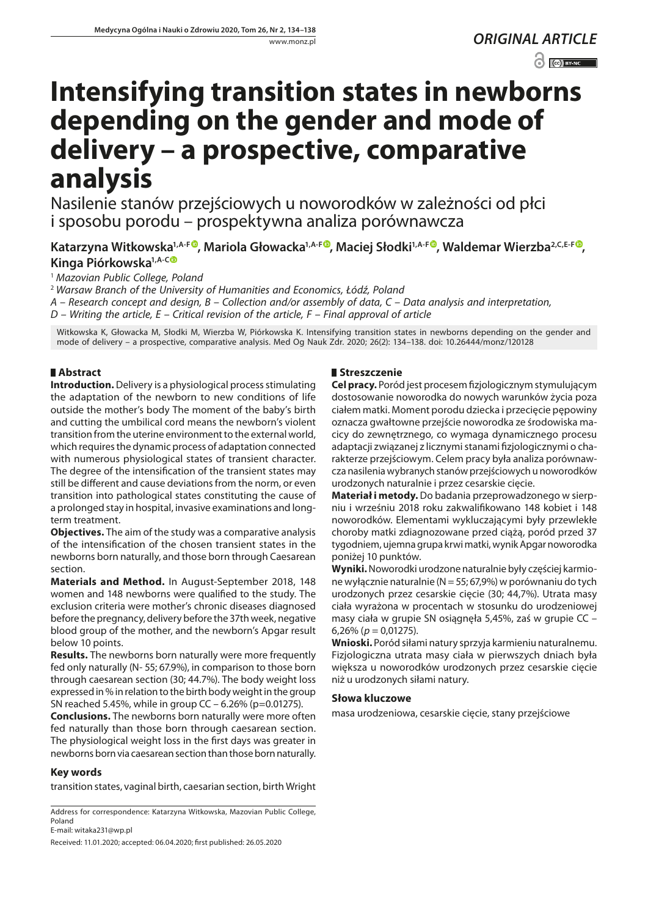ORIGINAL ARTICLE

# Intensifying transition states in newborns depending on the gender and mode of delivery – a prospective, comparative analysis

Nasilenie stanów przejściowych u noworodków w zależności od płci i sposobu porodu – prospektywna analiza porównawcza

**Katarzyna Witkowska[1,A-F], Mariola Głowacka[1,A-F], Maciej Słodki[1,A-F], Waldemar Wierzba[2,C,E-F], Kinga Piórkowska[1,A-C]**

[1] *Mazovian Public College, Poland*

[2] *Warsaw Branch of the University of Humanities and Economics, Łódź, Poland*

*A – Research concept and design, B – Collection and/or assembly of data, C – Data analysis and interpretation, D – Writing the article, E – Critical revision of the article, F – Final approval of article*

Witkowska K, Głowacka M, Słodki M, Wierzba W, Piórkowska K. Intensifying transition states in newborns depending on the gender and mode of delivery – a prospective, comparative analysis. Med Og Nauk Zdr. 2020; 26(2): 134–138. doi: 10.26444/monz/120128

## Abstract

**Introduction.** Delivery is a physiological process stimulating the adaptation of the newborn to new conditions of life outside the mother's body The moment of the baby's birth and cutting the umbilical cord means the newborn's violent transition from the uterine environment to the external world, which requires the dynamic process of adaptation connected with numerous physiological states of transient character. The degree of the intensification of the transient states may still be different and cause deviations from the norm, or even transition into pathological states constituting the cause of a prolonged stay in hospital, invasive examinations and long-term treatment.

**Objectives.** The aim of the study was a comparative analysis of the intensification of the chosen transient states in the newborns born naturally, and those born through Caesarean section.

**Materials and Method.** In August-September 2018, 148 women and 148 newborns were qualified to the study. The exclusion criteria were mother's chronic diseases diagnosed before the pregnancy, delivery before the 37th week, negative blood group of the mother, and the newborn's Apgar result below 10 points.

**Results.** The newborns born naturally were more frequently fed only naturally (N- 55; 67.9%), in comparison to those born through caesarean section (30; 44.7%). The body weight loss expressed in % in relation to the birth body weight in the group SN reached 5.45%, while in group CC – 6.26% (p=0.01275).

**Conclusions.** The newborns born naturally were more often fed naturally than those born through caesarean section. The physiological weight loss in the first days was greater in newborns born via caesarean section than those born naturally.

### Key words

transition states, vaginal birth, caesarian section, birth Wright

## Streszczenie

**Cel pracy.** Poród jest procesem fizjologicznym stymulującym dostosowanie noworodka do nowych warunków życia poza ciałem matki. Moment porodu dziecka i przecięcie pępowiny oznacza gwałtowne przejście noworodka ze środowiska macicy do zewnętrznego, co wymaga dynamicznego procesu adaptacji związanej z licznymi stanami fizjologicznymi o charakterze przejściowym. Celem pracy była analiza porównawcza nasilenia wybranych stanów przejściowych u noworodków urodzonych naturalnie i przez cesarskie cięcie.

**Materiał i metody.** Do badania przeprowadzonego w sierpniu i wrześniu 2018 roku zakwalifikowano 148 kobiet i 148 noworodków. Elementami wykluczającymi były przewlekłe choroby matki zdiagnozowane przed ciążą, poród przed 37 tygodniem, ujemna grupa krwi matki, wynik Apgar noworodka poniżej 10 punktów.

**Wyniki.** Noworodki urodzone naturalnie były częściej karmione wyłącznie naturalnie (N = 55; 67,9%) w porównaniu do tych urodzonych przez cesarskie cięcie (30; 44,7%). Utrata masy ciała wyrażona w procentach w stosunku do urodzeniowej masy ciała w grupie SN osiągnęła 5,45%, zaś w grupie CC – 6,26% ($p$ = 0,01275).

**Wnioski.** Poród siłami natury sprzyja karmieniu naturalnemu. Fizjologiczna utrata masy ciała w pierwszych dniach była większa u noworodków urodzonych przez cesarskie cięcie niż u urodzonych siłami natury.

### Słowa kluczowe

masa urodzeniowa, cesarskie cięcie, stany przejściowe

Address for correspondence: Katarzyna Witkowska, Mazovian Public College, Poland
E-mail: witaka231@wp.pl

Received: 11.01.2020; accepted: 06.04.2020; first published: 26.05.2020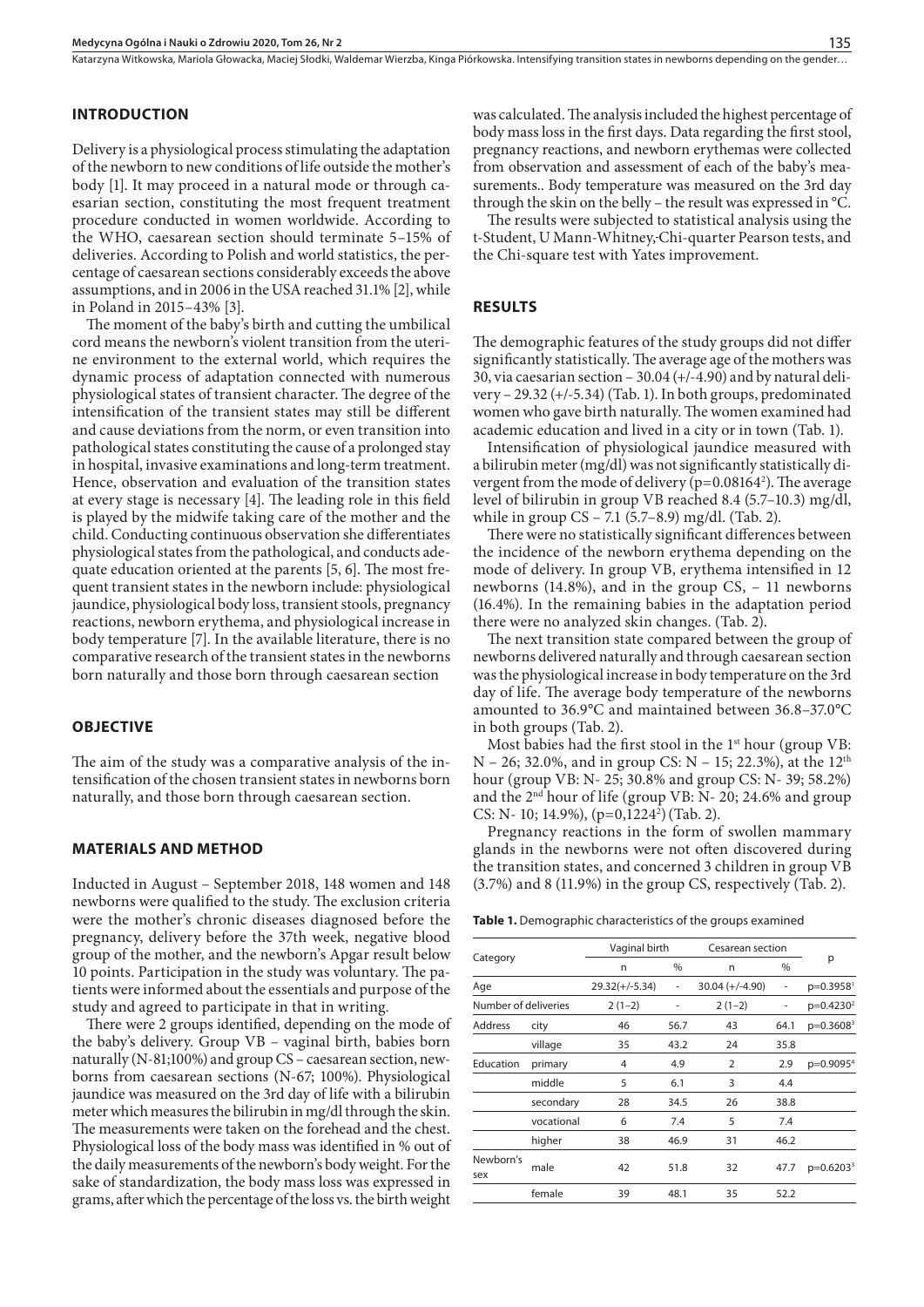## INTRODUCTION

Delivery is a physiological process stimulating the adaptation of the newborn to new conditions of life outside the mother's body [1]. It may proceed in a natural mode or through caesarian section, constituting the most frequent treatment procedure conducted in women worldwide. According to the WHO, caesarean section should terminate 5–15% of deliveries. According to Polish and world statistics, the percentage of caesarean sections considerably exceeds the above assumptions, and in 2006 in the USA reached 31.1% [2], while in Poland in 2015–43% [3].

The moment of the baby's birth and cutting the umbilical cord means the newborn's violent transition from the uterine environment to the external world, which requires the dynamic process of adaptation connected with numerous physiological states of transient character. The degree of the intensification of the transient states may still be different and cause deviations from the norm, or even transition into pathological states constituting the cause of a prolonged stay in hospital, invasive examinations and long-term treatment. Hence, observation and evaluation of the transition states at every stage is necessary [4]. The leading role in this field is played by the midwife taking care of the mother and the child. Conducting continuous observation she differentiates physiological states from the pathological, and conducts adequate education oriented at the parents [5, 6]. The most frequent transient states in the newborn include: physiological jaundice, physiological body loss, transient stools, pregnancy reactions, newborn erythema, and physiological increase in body temperature [7]. In the available literature, there is no comparative research of the transient states in the newborns born naturally and those born through caesarean section

## OBJECTIVE

The aim of the study was a comparative analysis of the intensification of the chosen transient states in newborns born naturally, and those born through caesarean section.

## MATERIALS AND METHOD

Inducted in August – September 2018, 148 women and 148 newborns were qualified to the study. The exclusion criteria were the mother's chronic diseases diagnosed before the pregnancy, delivery before the 37th week, negative blood group of the mother, and the newborn's Apgar result below 10 points. Participation in the study was voluntary. The patients were informed about the essentials and purpose of the study and agreed to participate in that in writing.

There were 2 groups identified, depending on the mode of the baby's delivery. Group VB – vaginal birth, babies born naturally (N-81;100%) and group CS – caesarean section, newborns from caesarean sections (N-67; 100%). Physiological jaundice was measured on the 3rd day of life with a bilirubin meter which measures the bilirubin in mg/dl through the skin. The measurements were taken on the forehead and the chest. Physiological loss of the body mass was identified in % out of the daily measurements of the newborn's body weight. For the sake of standardization, the body mass loss was expressed in grams, after which the percentage of the loss vs. the birth weight was calculated. The analysis included the highest percentage of body mass loss in the first days. Data regarding the first stool, pregnancy reactions, and newborn erythemas were collected from observation and assessment of each of the baby's measurements.. Body temperature was measured on the 3rd day through the skin on the belly – the result was expressed in °C.

The results were subjected to statistical analysis using the t-Student, U Mann-Whitney,-Chi-quarter Pearson tests, and the Chi-square test with Yates improvement.

## RESULTS

The demographic features of the study groups did not differ significantly statistically. The average age of the mothers was 30, via caesarian section – 30.04 (+/-4.90) and by natural delivery – 29.32 (+/-5.34) (Tab. 1). In both groups, predominated women who gave birth naturally. The women examined had academic education and lived in a city or in town (Tab. 1).

Intensification of physiological jaundice measured with a bilirubin meter (mg/dl) was not significantly statistically divergent from the mode of delivery ($p=0.08164^2$). The average level of bilirubin in group VB reached 8.4 (5.7–10.3) mg/dl, while in group CS – 7.1 (5.7–8.9) mg/dl. (Tab. 2).

There were no statistically significant differences between the incidence of the newborn erythema depending on the mode of delivery. In group VB, erythema intensified in 12 newborns (14.8%), and in the group CS, – 11 newborns (16.4%). In the remaining babies in the adaptation period there were no analyzed skin changes. (Tab. 2).

The next transition state compared between the group of newborns delivered naturally and through caesarean section was the physiological increase in body temperature on the 3rd day of life. The average body temperature of the newborns amounted to 36.9°C and maintained between 36.8–37.0°C in both groups (Tab. 2).

Most babies had the first stool in the 1st hour (group VB: N – 26; 32.0%, and in group CS: N – 15; 22.3%), at the 12th hour (group VB: N- 25; 30.8% and group CS: N- 39; 58.2%) and the 2nd hour of life (group VB: N- 20; 24.6% and group CS: N- 10; 14.9%), ($p=0,1224^2$) (Tab. 2).

Pregnancy reactions in the form of swollen mammary glands in the newborns were not often discovered during the transition states, and concerned 3 children in group VB (3.7%) and 8 (11.9%) in the group CS, respectively (Tab. 2).

**Table 1.** Demographic characteristics of the groups examined

| Category | | Vaginal birth n | % | Cesarean section n | % | p |
|---|---|---|---|---|---|---|
| Age | | 29.32(+/-5.34) | - | 30.04 (+/-4.90) | - | $p=0.3958^1$ |
| Number of deliveries | | 2 (1–2) | - | 2 (1–2) | - | $p=0.4230^2$ |
| Address | city | 46 | 56.7 | 43 | 64.1 | $p=0.3608^3$ |
| | village | 35 | 43.2 | 24 | 35.8 | |
| Education | primary | 4 | 4.9 | 2 | 2.9 | $p=0.9095^4$ |
| | middle | 5 | 6.1 | 3 | 4.4 | |
| | secondary | 28 | 34.5 | 26 | 38.8 | |
| | vocational | 6 | 7.4 | 5 | 7.4 | |
| | higher | 38 | 46.9 | 31 | 46.2 | |
| Newborn's sex | male | 42 | 51.8 | 32 | 47.7 | $p=0.6203^3$ |
| | female | 39 | 48.1 | 35 | 52.2 | |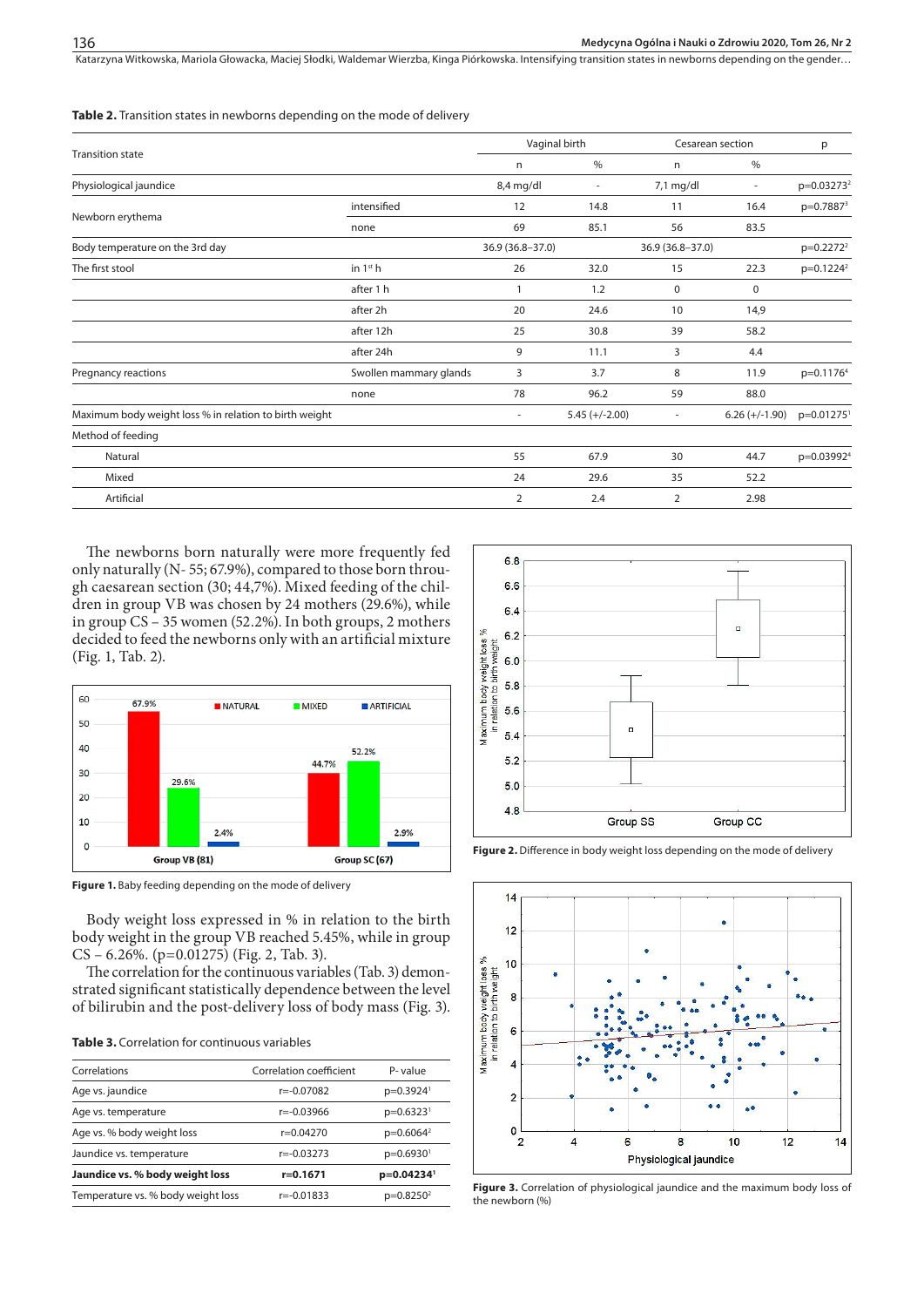**Table 2.** Transition states in newborns depending on the mode of delivery

| Transition state | | Vaginal birth | | Cesarean section | | p |
|---|---|---|---|---|---|---|
| | | n | % | n | % | |
| Physiological jaundice | | 8,4 mg/dl | - | 7,1 mg/dl | - | p=0.03273[2] |
| Newborn erythema | intensified | 12 | 14.8 | 11 | 16.4 | p=0.7887[3] |
| | none | 69 | 85.1 | 56 | 83.5 | |
| Body temperature on the 3rd day | | 36.9 (36.8–37.0) | | 36.9 (36.8–37.0) | | p=0.2272[2] |
| The first stool | in 1[st] h | 26 | 32.0 | 15 | 22.3 | p=0.1224[2] |
| | after 1 h | 1 | 1.2 | 0 | 0 | |
| | after 2h | 20 | 24.6 | 10 | 14,9 | |
| | after 12h | 25 | 30.8 | 39 | 58.2 | |
| | after 24h | 9 | 11.1 | 3 | 4.4 | |
| Pregnancy reactions | Swollen mammary glands | 3 | 3.7 | 8 | 11.9 | p=0.1176[4] |
| | none | 78 | 96.2 | 59 | 88.0 | |
| Maximum body weight loss % in relation to birth weight | | - | 5.45 (+/-2.00) | - | 6.26 (+/-1.90) | p=0.01275[1] |
| Method of feeding | | | | | | |
| Natural | | 55 | 67.9 | 30 | 44.7 | p=0.03992[4] |
| Mixed | | 24 | 29.6 | 35 | 52.2 | |
| Artificial | | 2 | 2.4 | 2 | 2.98 | |

The newborns born naturally were more frequently fed only naturally (N- 55; 67.9%), compared to those born through caesarean section (30; 44,7%). Mixed feeding of the children in group VB was chosen by 24 mothers (29.6%), while in group CS – 35 women (52.2%). In both groups, 2 mothers decided to feed the newborns only with an artificial mixture (Fig. 1, Tab. 2).

Figure 1. Baby feeding depending on the mode of delivery

Body weight loss expressed in % in relation to the birth body weight in the group VB reached 5.45%, while in group CS – 6.26%. (p=0.01275) (Fig. 2, Tab. 3).

The correlation for the continuous variables (Tab. 3) demonstrated significant statistically dependence between the level of bilirubin and the post-delivery loss of body mass (Fig. 3).

**Table 3.** Correlation for continuous variables

| Correlations | Correlation coefficient | P- value |
|---|---|---|
| Age vs. jaundice | r=-0.07082 | p=0.3924[1] |
| Age vs. temperature | r=-0.03966 | p=0.6323[1] |
| Age vs. % body weight loss | r=0.04270 | p=0.6064[2] |
| Jaundice vs. temperature | r=-0.03273 | p=0.6930[1] |
| **Jaundice vs. % body weight loss** | **r=0.1671** | **p=0.04234[1]** |
| Temperature vs. % body weight loss | r=-0.01833 | p=0.8250[2] |

Figure 2. Difference in body weight loss depending on the mode of delivery

Figure 3. Correlation of physiological jaundice and the maximum body loss of the newborn (%)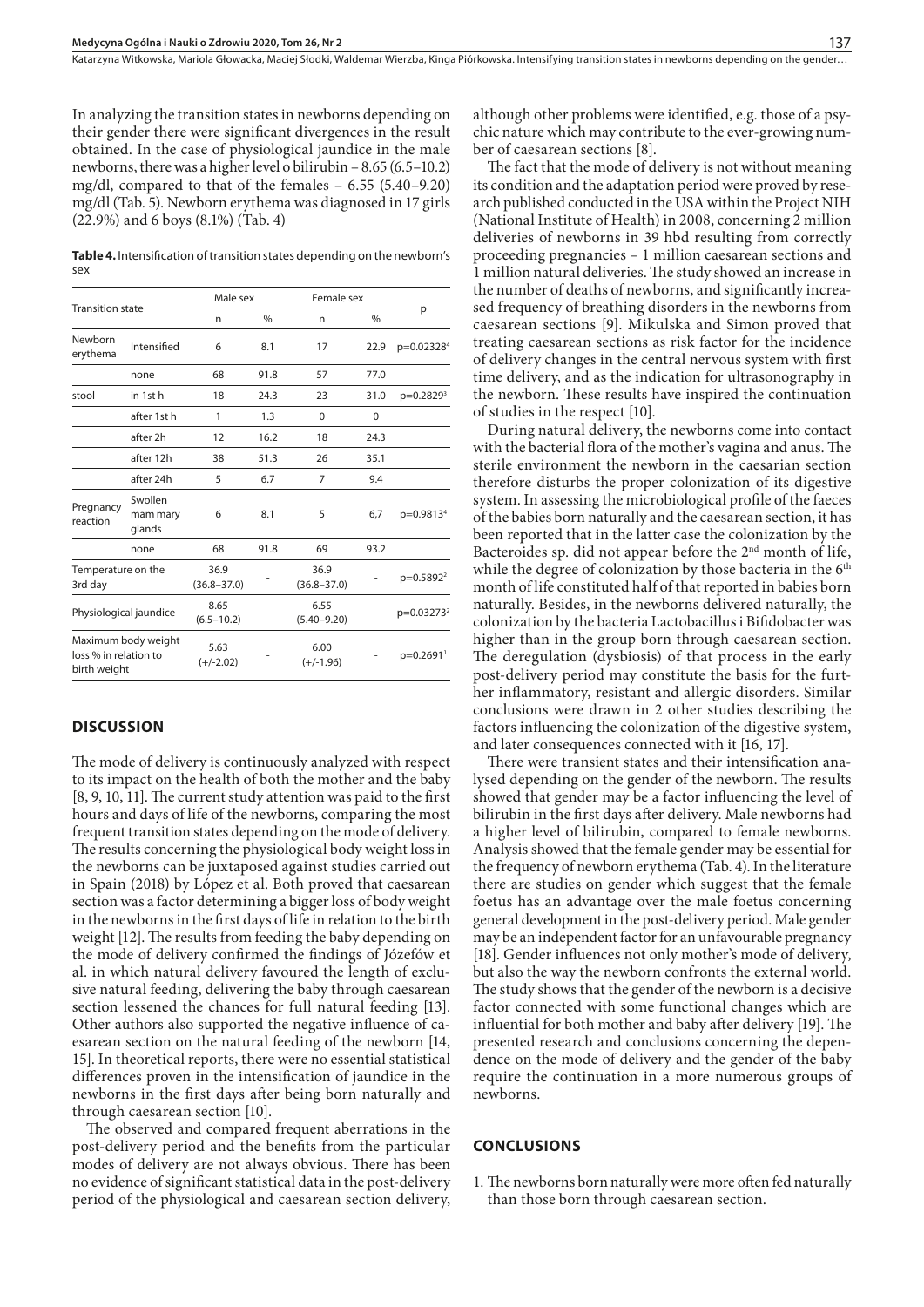In analyzing the transition states in newborns depending on their gender there were significant divergences in the result obtained. In the case of physiological jaundice in the male newborns, there was a higher level o bilirubin – 8.65 (6.5–10.2) mg/dl, compared to that of the females – 6.55 (5.40–9.20) mg/dl (Tab. 5). Newborn erythema was diagnosed in 17 girls (22.9%) and 6 boys (8.1%) (Tab. 4)

**Table 4.** Intensification of transition states depending on the newborn's sex

| Transition state | | Male sex | | Female sex | | p |
|---|---|---|---|---|---|---|
| | | n | % | n | % | |
| Newborn erythema | Intensified | 6 | 8.1 | 17 | 22.9 | p=0.02328[4] |
| | none | 68 | 91.8 | 57 | 77.0 | |
| stool | in 1st h | 18 | 24.3 | 23 | 31.0 | p=0.2829[3] |
| | after 1st h | 1 | 1.3 | 0 | 0 | |
| | after 2h | 12 | 16.2 | 18 | 24.3 | |
| | after 12h | 38 | 51.3 | 26 | 35.1 | |
| | after 24h | 5 | 6.7 | 7 | 9.4 | |
| Pregnancy reaction | Swollen mam mary glands | 6 | 8.1 | 5 | 6,7 | p=0.9813[4] |
| | none | 68 | 91.8 | 69 | 93.2 | |
| Temperature on the 3rd day | | 36.9 (36.8–37.0) | - | 36.9 (36.8–37.0) | - | p=0.5892[2] |
| Physiological jaundice | | 8.65 (6.5–10.2) | - | 6.55 (5.40–9.20) | - | p=0.03273[2] |
| Maximum body weight loss % in relation to birth weight | | 5.63 (+/-2.02) | - | 6.00 (+/-1.96) | - | p=0.2691[1] |

## DISCUSSION

The mode of delivery is continuously analyzed with respect to its impact on the health of both the mother and the baby [8, 9, 10, 11]. The current study attention was paid to the first hours and days of life of the newborns, comparing the most frequent transition states depending on the mode of delivery. The results concerning the physiological body weight loss in the newborns can be juxtaposed against studies carried out in Spain (2018) by López et al. Both proved that caesarean section was a factor determining a bigger loss of body weight in the newborns in the first days of life in relation to the birth weight [12]. The results from feeding the baby depending on the mode of delivery confirmed the findings of Józefów et al. in which natural delivery favoured the length of exclusive natural feeding, delivering the baby through caesarean section lessened the chances for full natural feeding [13]. Other authors also supported the negative influence of caesarean section on the natural feeding of the newborn [14, 15]. In theoretical reports, there were no essential statistical differences proven in the intensification of jaundice in the newborns in the first days after being born naturally and through caesarean section [10].

The observed and compared frequent aberrations in the post-delivery period and the benefits from the particular modes of delivery are not always obvious. There has been no evidence of significant statistical data in the post-delivery period of the physiological and caesarean section delivery, although other problems were identified, e.g. those of a psychic nature which may contribute to the ever-growing number of caesarean sections [8].

The fact that the mode of delivery is not without meaning its condition and the adaptation period were proved by research published conducted in the USA within the Project NIH (National Institute of Health) in 2008, concerning 2 million deliveries of newborns in 39 hbd resulting from correctly proceeding pregnancies – 1 million caesarean sections and 1 million natural deliveries. The study showed an increase in the number of deaths of newborns, and significantly increased frequency of breathing disorders in the newborns from caesarean sections [9]. Mikulska and Simon proved that treating caesarean sections as risk factor for the incidence of delivery changes in the central nervous system with first time delivery, and as the indication for ultrasonography in the newborn. These results have inspired the continuation of studies in the respect [10].

During natural delivery, the newborns come into contact with the bacterial flora of the mother's vagina and anus. The sterile environment the newborn in the caesarian section therefore disturbs the proper colonization of its digestive system. In assessing the microbiological profile of the faeces of the babies born naturally and the caesarean section, it has been reported that in the latter case the colonization by the Bacteroides sp. did not appear before the 2nd month of life, while the degree of colonization by those bacteria in the 6th month of life constituted half of that reported in babies born naturally. Besides, in the newborns delivered naturally, the colonization by the bacteria Lactobacillus i Bifidobacter was higher than in the group born through caesarean section. The deregulation (dysbiosis) of that process in the early post-delivery period may constitute the basis for the further inflammatory, resistant and allergic disorders. Similar conclusions were drawn in 2 other studies describing the factors influencing the colonization of the digestive system, and later consequences connected with it [16, 17].

There were transient states and their intensification analysed depending on the gender of the newborn. The results showed that gender may be a factor influencing the level of bilirubin in the first days after delivery. Male newborns had a higher level of bilirubin, compared to female newborns. Analysis showed that the female gender may be essential for the frequency of newborn erythema (Tab. 4). In the literature there are studies on gender which suggest that the female foetus has an advantage over the male foetus concerning general development in the post-delivery period. Male gender may be an independent factor for an unfavourable pregnancy [18]. Gender influences not only mother's mode of delivery, but also the way the newborn confronts the external world. The study shows that the gender of the newborn is a decisive factor connected with some functional changes which are influential for both mother and baby after delivery [19]. The presented research and conclusions concerning the dependence on the mode of delivery and the gender of the baby require the continuation in a more numerous groups of newborns.

## CONCLUSIONS

1. The newborns born naturally were more often fed naturally than those born through caesarean section.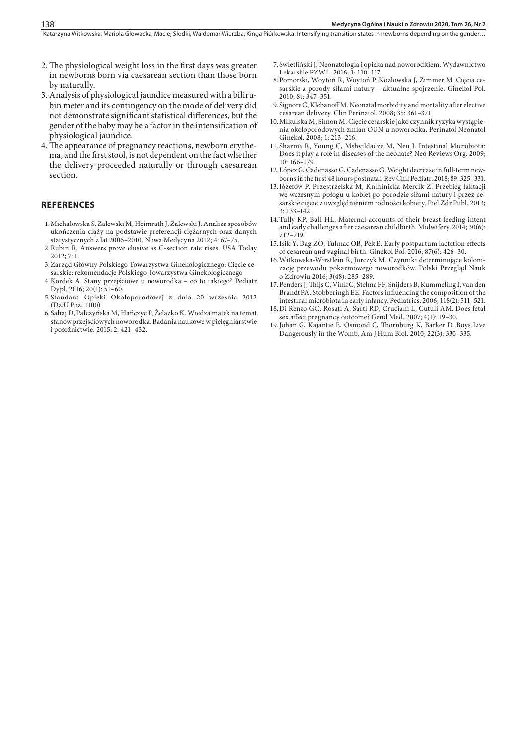2. The physiological weight loss in the first days was greater in newborns born via caesarean section than those born by naturally.
3. Analysis of physiological jaundice measured with a bilirubin meter and its contingency on the mode of delivery did not demonstrate significant statistical differences, but the gender of the baby may be a factor in the intensification of physiological jaundice.
4. The appearance of pregnancy reactions, newborn erythema, and the first stool, is not dependent on the fact whether the delivery proceeded naturally or through caesarean section.

## REFERENCES

1. Michałowska S, Zalewski M, Heimrath J, Zalewski J. Analiza sposobów ukończenia ciąży na podstawie preferencji ciężarnych oraz danych statystycznych z lat 2006–2010. Nowa Medycyna 2012; 4: 67–75.
2. Rubin R. Answers prove elusive as C-section rate rises. USA Today 2012; 7: 1.
3. Zarząd Główny Polskiego Towarzystwa Ginekologicznego: Cięcie cesarskie: rekomendacje Polskiego Towarzystwa Ginekologicznego
4. Kordek A. Stany przejściowe u noworodka – co to takiego? Pediatr Dypl. 2016; 20(1): 51–60.
5. Standard Opieki Okołoporodowej z dnia 20 września 2012 (Dz.U Poz. 1100).
6. Sahaj D, Pałczyńska M, Hańczyc P, Żelazko K. Wiedza matek na temat stanów przejściowych noworodka. Badania naukowe w pielęgniarstwie i położnictwie. 2015; 2: 421–432.
7. Świetliński J. Neonatologia i opieka nad noworodkiem. Wydawnictwo Lekarskie PZWL. 2016; 1: 110–117.
8. Pomorski, Woytoń R, Woytoń P, Kozłowska J, Zimmer M. Cięcia cesarskie a porody siłami natury – aktualne spojrzenie. Ginekol Pol. 2010; 81: 347–351.
9. Signore C, Klebanoff M. Neonatal morbidity and mortality after elective cesarean delivery. Clin Perinatol. 2008; 35: 361–371.
10. Mikulska M, Simon M. Cięcie cesarskie jako czynnik ryzyka wystąpienia okołoporodowych zmian OUN u noworodka. Perinatol Neonatol Ginekol. 2008; 1: 213–216.
11. Sharma R, Young C, Mshvildadze M, Neu J. Intestinal Microbiota: Does it play a role in diseases of the neonate? Neo Reviews Org. 2009; 10: 166–179.
12. López G, Cadenasso G, Cadenasso G. Weight decrease in full-term newborns in the first 48 hours postnatal. Rev Chil Pediatr. 2018; 89: 325–331.
13. Józefów P, Przestrzelska M, Knihinicka-Mercik Z. Przebieg laktacji we wczesnym połogu u kobiet po porodzie siłami natury i przez cesarskie cięcie z uwzględnieniem rodności kobiety. Piel Zdr Publ. 2013; 3: 133–142.
14. Tully KP, Ball HL. Maternal accounts of their breast-feeding intent and early challenges after caesarean childbirth. Midwifery. 2014; 30(6): 712–719.
15. Isik Y, Dag ZO, Tulmac OB, Pek E. Early postpartum lactation effects of cesarean and vaginal birth. Ginekol Pol. 2016; 87(6): 426–30.
16. Witkowska-Wirstlein R, Jurczyk M. Czynniki determinujące kolonizację przewodu pokarmowego noworodków. Polski Przegląd Nauk o Zdrowiu 2016; 3(48): 285–289.
17. Penders J, Thijs C, Vink C, Stelma FF, Snijders B, Kummeling I, van den Brandt PA, Stobberingh EE. Factors influencing the composition of the intestinal microbiota in early infancy. Pediatrics. 2006; 118(2): 511–521.
18. Di Renzo GC, Rosati A, Sarti RD, Cruciani L, Cutuli AM. Does fetal sex affect pregnancy outcome? Gend Med. 2007; 4(1): 19–30.
19. Johan G, Kajantie E, Osmond C, Thornburg K, Barker D. Boys Live Dangerously in the Womb, Am J Hum Biol. 2010; 22(3): 330–335.